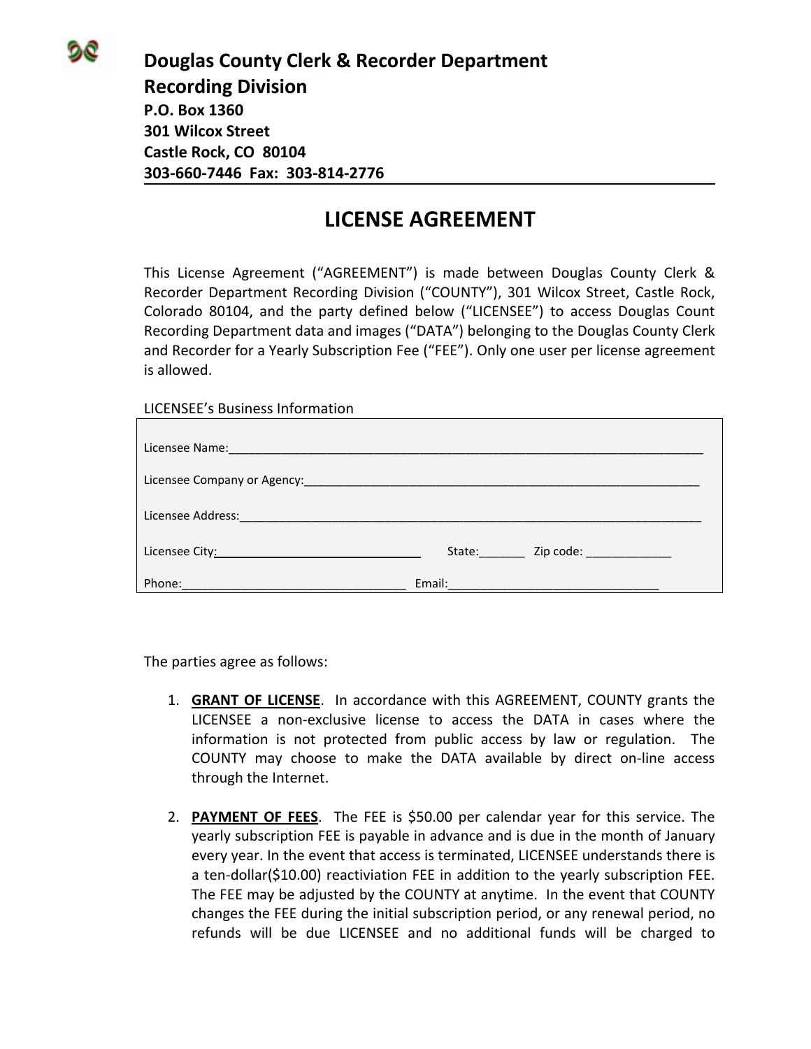**Douglas County Clerk & Recorder Department**
**Recording Division**
**P.O. Box 1360**
**301 Wilcox Street**
**Castle Rock, CO 80104**
**303-660-7446 Fax: 303-814-2776**

# LICENSE AGREEMENT

This License Agreement ("AGREEMENT") is made between Douglas County Clerk & Recorder Department Recording Division ("COUNTY"), 301 Wilcox Street, Castle Rock, Colorado 80104, and the party defined below ("LICENSEE") to access Douglas Count Recording Department data and images ("DATA") belonging to the Douglas County Clerk and Recorder for a Yearly Subscription Fee ("FEE"). Only one user per license agreement is allowed.

LICENSEE's Business Information

Licensee Name:________________________________________________________________________

Licensee Company or Agency:______________________________________________________________

Licensee Address:______________________________________________________________________

Licensee City:______________________________ State:_______ Zip code: _____________

Phone:_________________________________ Email:________________________________

The parties agree as follows:

1. **GRANT OF LICENSE**. In accordance with this AGREEMENT, COUNTY grants the LICENSEE a non-exclusive license to access the DATA in cases where the information is not protected from public access by law or regulation. The COUNTY may choose to make the DATA available by direct on-line access through the Internet.

2. **PAYMENT OF FEES**. The FEE is $50.00 per calendar year for this service. The yearly subscription FEE is payable in advance and is due in the month of January every year. In the event that access is terminated, LICENSEE understands there is a ten-dollar($10.00) reactiviation FEE in addition to the yearly subscription FEE. The FEE may be adjusted by the COUNTY at anytime. In the event that COUNTY changes the FEE during the initial subscription period, or any renewal period, no refunds will be due LICENSEE and no additional funds will be charged to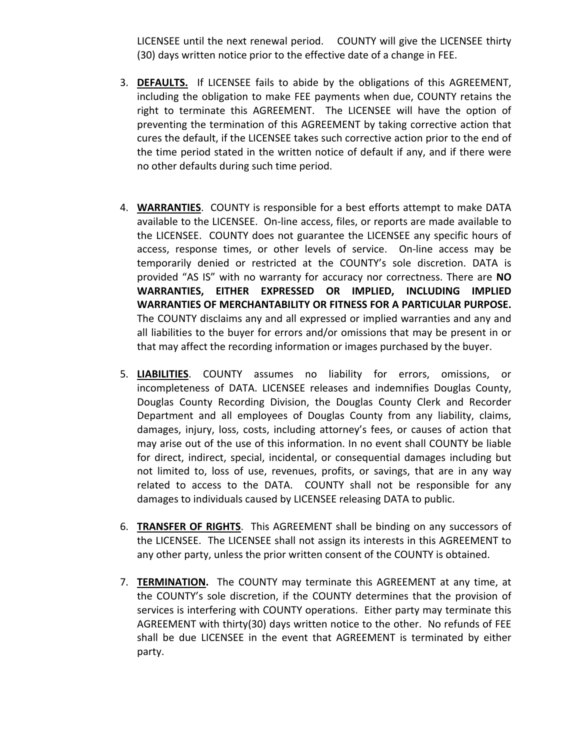LICENSEE until the next renewal period. COUNTY will give the LICENSEE thirty (30) days written notice prior to the effective date of a change in FEE.

3. **DEFAULTS.** If LICENSEE fails to abide by the obligations of this AGREEMENT, including the obligation to make FEE payments when due, COUNTY retains the right to terminate this AGREEMENT. The LICENSEE will have the option of preventing the termination of this AGREEMENT by taking corrective action that cures the default, if the LICENSEE takes such corrective action prior to the end of the time period stated in the written notice of default if any, and if there were no other defaults during such time period.

4. **WARRANTIES**. COUNTY is responsible for a best efforts attempt to make DATA available to the LICENSEE. On-line access, files, or reports are made available to the LICENSEE. COUNTY does not guarantee the LICENSEE any specific hours of access, response times, or other levels of service. On-line access may be temporarily denied or restricted at the COUNTY's sole discretion. DATA is provided "AS IS" with no warranty for accuracy nor correctness. There are **NO WARRANTIES, EITHER EXPRESSED OR IMPLIED, INCLUDING IMPLIED WARRANTIES OF MERCHANTABILITY OR FITNESS FOR A PARTICULAR PURPOSE.** The COUNTY disclaims any and all expressed or implied warranties and any and all liabilities to the buyer for errors and/or omissions that may be present in or that may affect the recording information or images purchased by the buyer.

5. **LIABILITIES**. COUNTY assumes no liability for errors, omissions, or incompleteness of DATA. LICENSEE releases and indemnifies Douglas County, Douglas County Recording Division, the Douglas County Clerk and Recorder Department and all employees of Douglas County from any liability, claims, damages, injury, loss, costs, including attorney's fees, or causes of action that may arise out of the use of this information. In no event shall COUNTY be liable for direct, indirect, special, incidental, or consequential damages including but not limited to, loss of use, revenues, profits, or savings, that are in any way related to access to the DATA. COUNTY shall not be responsible for any damages to individuals caused by LICENSEE releasing DATA to public.

6. **TRANSFER OF RIGHTS**. This AGREEMENT shall be binding on any successors of the LICENSEE. The LICENSEE shall not assign its interests in this AGREEMENT to any other party, unless the prior written consent of the COUNTY is obtained.

7. **TERMINATION.** The COUNTY may terminate this AGREEMENT at any time, at the COUNTY's sole discretion, if the COUNTY determines that the provision of services is interfering with COUNTY operations. Either party may terminate this AGREEMENT with thirty(30) days written notice to the other. No refunds of FEE shall be due LICENSEE in the event that AGREEMENT is terminated by either party.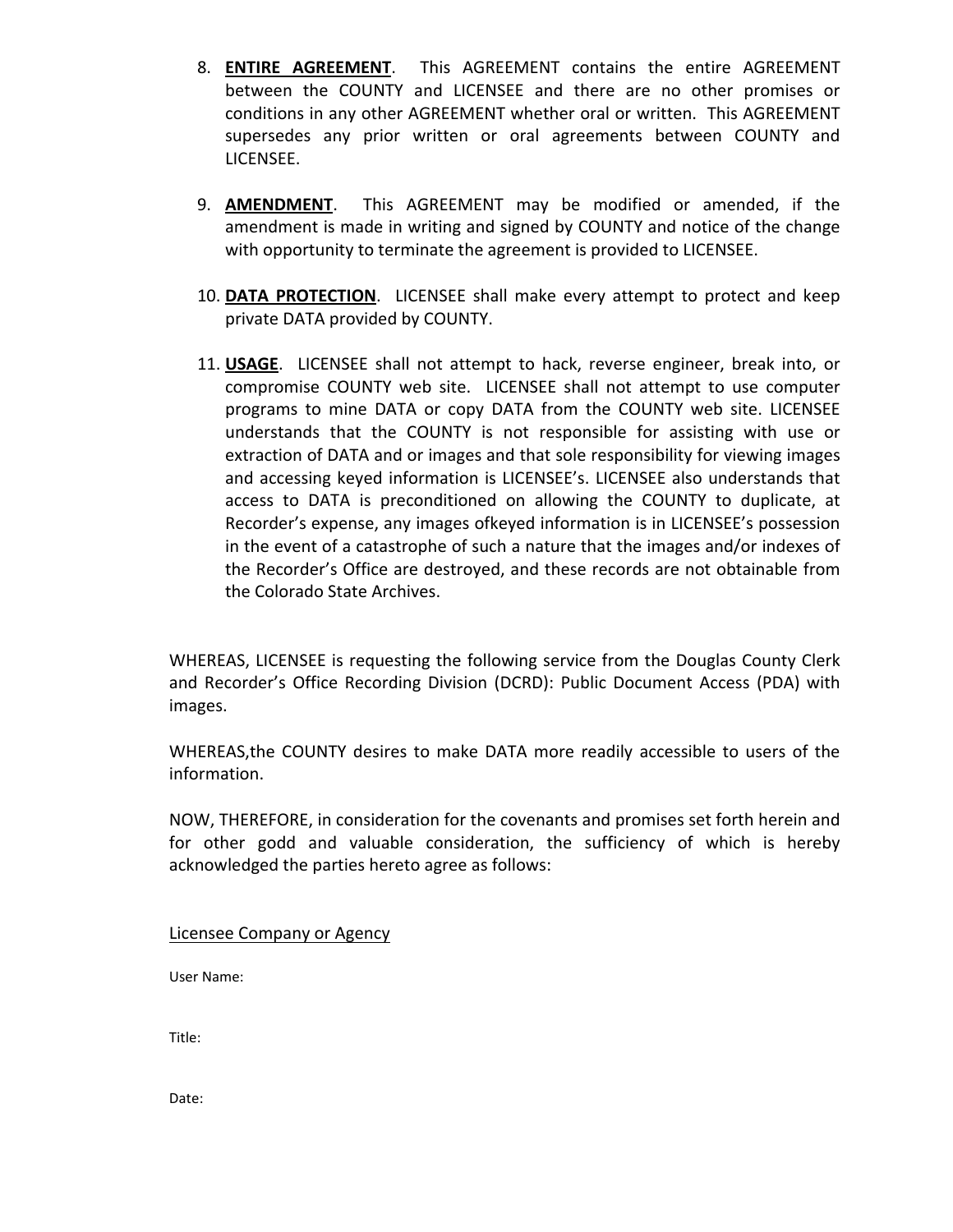8. **ENTIRE AGREEMENT**. This AGREEMENT contains the entire AGREEMENT between the COUNTY and LICENSEE and there are no other promises or conditions in any other AGREEMENT whether oral or written. This AGREEMENT supersedes any prior written or oral agreements between COUNTY and LICENSEE.

9. **AMENDMENT**. This AGREEMENT may be modified or amended, if the amendment is made in writing and signed by COUNTY and notice of the change with opportunity to terminate the agreement is provided to LICENSEE.

10. **DATA PROTECTION**. LICENSEE shall make every attempt to protect and keep private DATA provided by COUNTY.

11. **USAGE**. LICENSEE shall not attempt to hack, reverse engineer, break into, or compromise COUNTY web site. LICENSEE shall not attempt to use computer programs to mine DATA or copy DATA from the COUNTY web site. LICENSEE understands that the COUNTY is not responsible for assisting with use or extraction of DATA and or images and that sole responsibility for viewing images and accessing keyed information is LICENSEE's. LICENSEE also understands that access to DATA is preconditioned on allowing the COUNTY to duplicate, at Recorder's expense, any images ofkeyed information is in LICENSEE's possession in the event of a catastrophe of such a nature that the images and/or indexes of the Recorder's Office are destroyed, and these records are not obtainable from the Colorado State Archives.

WHEREAS, LICENSEE is requesting the following service from the Douglas County Clerk and Recorder's Office Recording Division (DCRD): Public Document Access (PDA) with images.

WHEREAS,the COUNTY desires to make DATA more readily accessible to users of the information.

NOW, THEREFORE, in consideration for the covenants and promises set forth herein and for other godd and valuable consideration, the sufficiency of which is hereby acknowledged the parties hereto agree as follows:

<u>Licensee Company or Agency</u>

User Name:

Title:

Date: